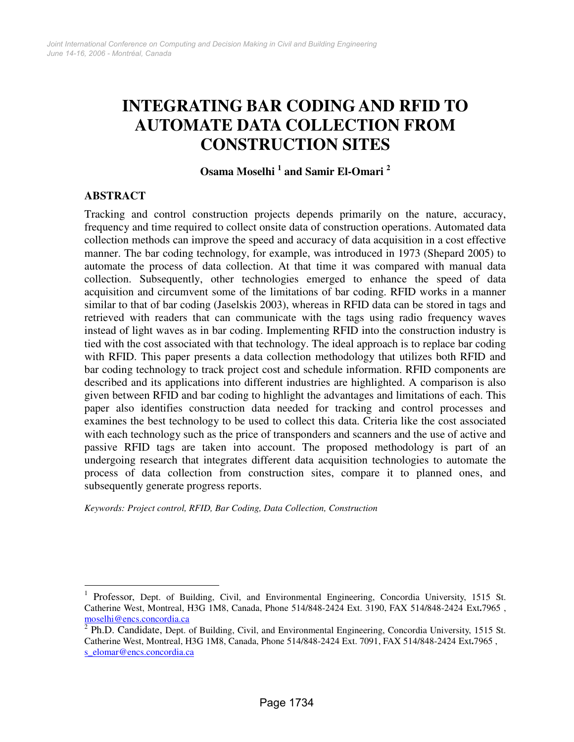# INTEGRATING BAR CODING AND RFID TO AUTOMATE DATA COLLECTION FROM CONSTRUCTION SITES

**Osama Moselhi [1] and Samir El-Omari [2]**

## ABSTRACT

Tracking and control construction projects depends primarily on the nature, accuracy, frequency and time required to collect onsite data of construction operations. Automated data collection methods can improve the speed and accuracy of data acquisition in a cost effective manner. The bar coding technology, for example, was introduced in 1973 (Shepard 2005) to automate the process of data collection. At that time it was compared with manual data collection. Subsequently, other technologies emerged to enhance the speed of data acquisition and circumvent some of the limitations of bar coding. RFID works in a manner similar to that of bar coding (Jaselskis 2003), whereas in RFID data can be stored in tags and retrieved with readers that can communicate with the tags using radio frequency waves instead of light waves as in bar coding. Implementing RFID into the construction industry is tied with the cost associated with that technology. The ideal approach is to replace bar coding with RFID. This paper presents a data collection methodology that utilizes both RFID and bar coding technology to track project cost and schedule information. RFID components are described and its applications into different industries are highlighted. A comparison is also given between RFID and bar coding to highlight the advantages and limitations of each. This paper also identifies construction data needed for tracking and control processes and examines the best technology to be used to collect this data. Criteria like the cost associated with each technology such as the price of transponders and scanners and the use of active and passive RFID tags are taken into account. The proposed methodology is part of an undergoing research that integrates different data acquisition technologies to automate the process of data collection from construction sites, compare it to planned ones, and subsequently generate progress reports.

*Keywords: Project control, RFID, Bar Coding, Data Collection, Construction*

---

[1] Professor, Dept. of Building, Civil, and Environmental Engineering, Concordia University, 1515 St. Catherine West, Montreal, H3G 1M8, Canada, Phone 514/848-2424 Ext. 3190, FAX 514/848-2424 Ext.7965 , moselhi@encs.concordia.ca

[2] Ph.D. Candidate, Dept. of Building, Civil, and Environmental Engineering, Concordia University, 1515 St. Catherine West, Montreal, H3G 1M8, Canada, Phone 514/848-2424 Ext. 7091, FAX 514/848-2424 Ext.7965 , s_elomar@encs.concordia.ca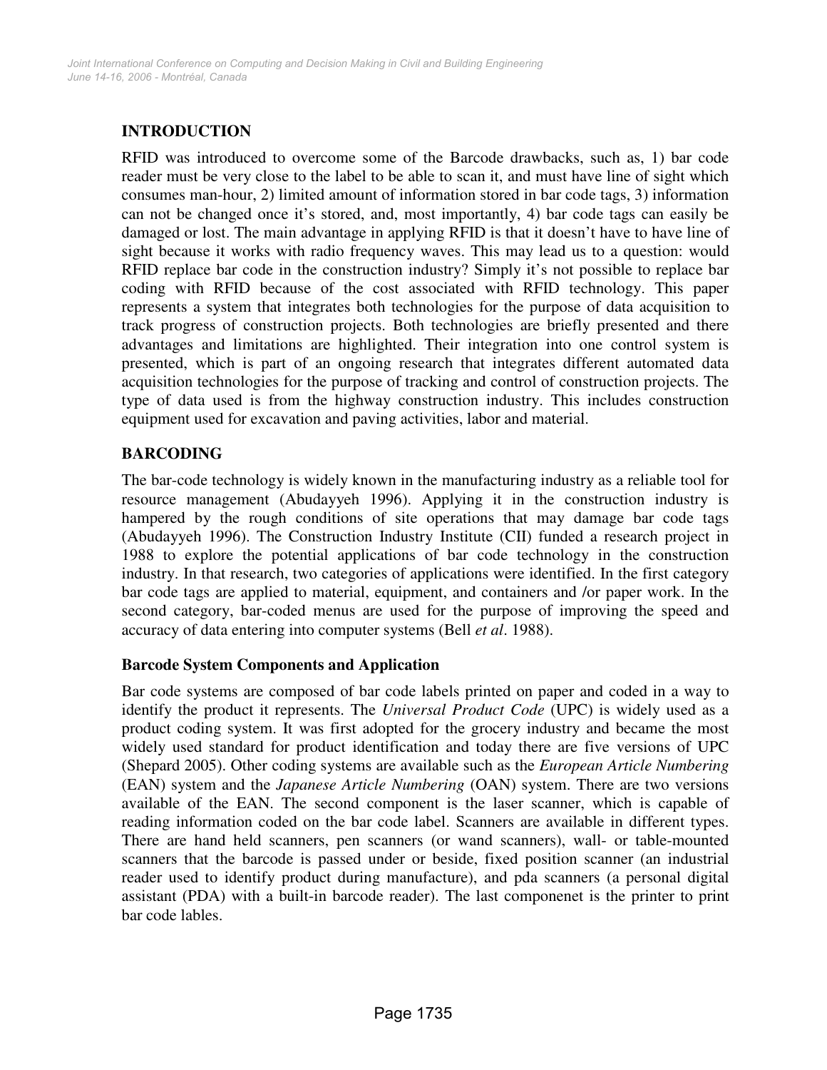## INTRODUCTION

RFID was introduced to overcome some of the Barcode drawbacks, such as, 1) bar code reader must be very close to the label to be able to scan it, and must have line of sight which consumes man-hour, 2) limited amount of information stored in bar code tags, 3) information can not be changed once it's stored, and, most importantly, 4) bar code tags can easily be damaged or lost. The main advantage in applying RFID is that it doesn't have to have line of sight because it works with radio frequency waves. This may lead us to a question: would RFID replace bar code in the construction industry? Simply it's not possible to replace bar coding with RFID because of the cost associated with RFID technology. This paper represents a system that integrates both technologies for the purpose of data acquisition to track progress of construction projects. Both technologies are briefly presented and there advantages and limitations are highlighted. Their integration into one control system is presented, which is part of an ongoing research that integrates different automated data acquisition technologies for the purpose of tracking and control of construction projects. The type of data used is from the highway construction industry. This includes construction equipment used for excavation and paving activities, labor and material.

## BARCODING

The bar-code technology is widely known in the manufacturing industry as a reliable tool for resource management (Abudayyeh 1996). Applying it in the construction industry is hampered by the rough conditions of site operations that may damage bar code tags (Abudayyeh 1996). The Construction Industry Institute (CII) funded a research project in 1988 to explore the potential applications of bar code technology in the construction industry. In that research, two categories of applications were identified. In the first category bar code tags are applied to material, equipment, and containers and /or paper work. In the second category, bar-coded menus are used for the purpose of improving the speed and accuracy of data entering into computer systems (Bell *et al*. 1988).

### Barcode System Components and Application

Bar code systems are composed of bar code labels printed on paper and coded in a way to identify the product it represents. The *Universal Product Code* (UPC) is widely used as a product coding system. It was first adopted for the grocery industry and became the most widely used standard for product identification and today there are five versions of UPC (Shepard 2005). Other coding systems are available such as the *European Article Numbering* (EAN) system and the *Japanese Article Numbering* (OAN) system. There are two versions available of the EAN. The second component is the laser scanner, which is capable of reading information coded on the bar code label. Scanners are available in different types. There are hand held scanners, pen scanners (or wand scanners), wall- or table-mounted scanners that the barcode is passed under or beside, fixed position scanner (an industrial reader used to identify product during manufacture), and pda scanners (a personal digital assistant (PDA) with a built-in barcode reader). The last componenet is the printer to print bar code lables.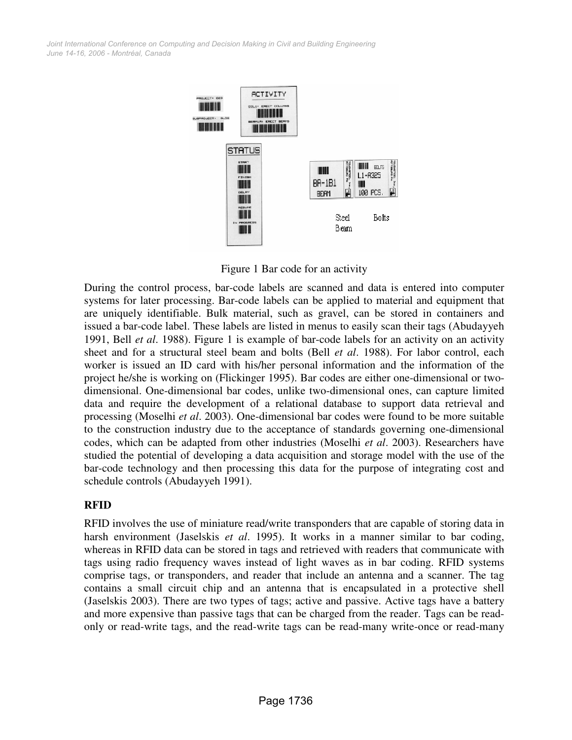Figure 1 Bar code for an activity

During the control process, bar-code labels are scanned and data is entered into computer systems for later processing. Bar-code labels can be applied to material and equipment that are uniquely identifiable. Bulk material, such as gravel, can be stored in containers and issued a bar-code label. These labels are listed in menus to easily scan their tags (Abudayyeh 1991, Bell *et al*. 1988). Figure 1 is example of bar-code labels for an activity on an activity sheet and for a structural steel beam and bolts (Bell *et al*. 1988). For labor control, each worker is issued an ID card with his/her personal information and the information of the project he/she is working on (Flickinger 1995). Bar codes are either one-dimensional or two-dimensional. One-dimensional bar codes, unlike two-dimensional ones, can capture limited data and require the development of a relational database to support data retrieval and processing (Moselhi *et al*. 2003). One-dimensional bar codes were found to be more suitable to the construction industry due to the acceptance of standards governing one-dimensional codes, which can be adapted from other industries (Moselhi *et al*. 2003). Researchers have studied the potential of developing a data acquisition and storage model with the use of the bar-code technology and then processing this data for the purpose of integrating cost and schedule controls (Abudayyeh 1991).

## RFID

RFID involves the use of miniature read/write transponders that are capable of storing data in harsh environment (Jaselskis *et al*. 1995). It works in a manner similar to bar coding, whereas in RFID data can be stored in tags and retrieved with readers that communicate with tags using radio frequency waves instead of light waves as in bar coding. RFID systems comprise tags, or transponders, and reader that include an antenna and a scanner. The tag contains a small circuit chip and an antenna that is encapsulated in a protective shell (Jaselskis 2003). There are two types of tags; active and passive. Active tags have a battery and more expensive than passive tags that can be charged from the reader. Tags can be read-only or read-write tags, and the read-write tags can be read-many write-once or read-many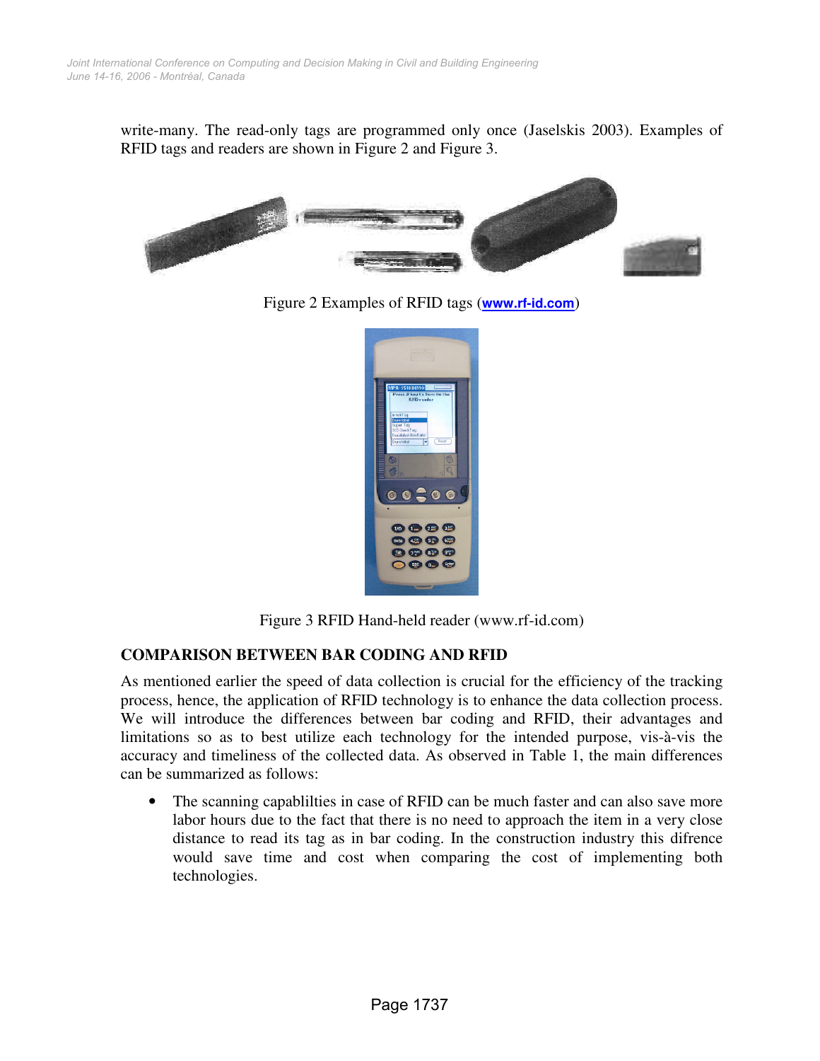write-many. The read-only tags are programmed only once (Jaselskis 2003). Examples of RFID tags and readers are shown in Figure 2 and Figure 3.

Figure 2 Examples of RFID tags (**www.rf-id.com**)

Figure 3 RFID Hand-held reader (www.rf-id.com)

## COMPARISON BETWEEN BAR CODING AND RFID

As mentioned earlier the speed of data collection is crucial for the efficiency of the tracking process, hence, the application of RFID technology is to enhance the data collection process. We will introduce the differences between bar coding and RFID, their advantages and limitations so as to best utilize each technology for the intended purpose, vis-à-vis the accuracy and timeliness of the collected data. As observed in Table 1, the main differences can be summarized as follows:

- The scanning capablilties in case of RFID can be much faster and can also save more labor hours due to the fact that there is no need to approach the item in a very close distance to read its tag as in bar coding. In the construction industry this difrence would save time and cost when comparing the cost of implementing both technologies.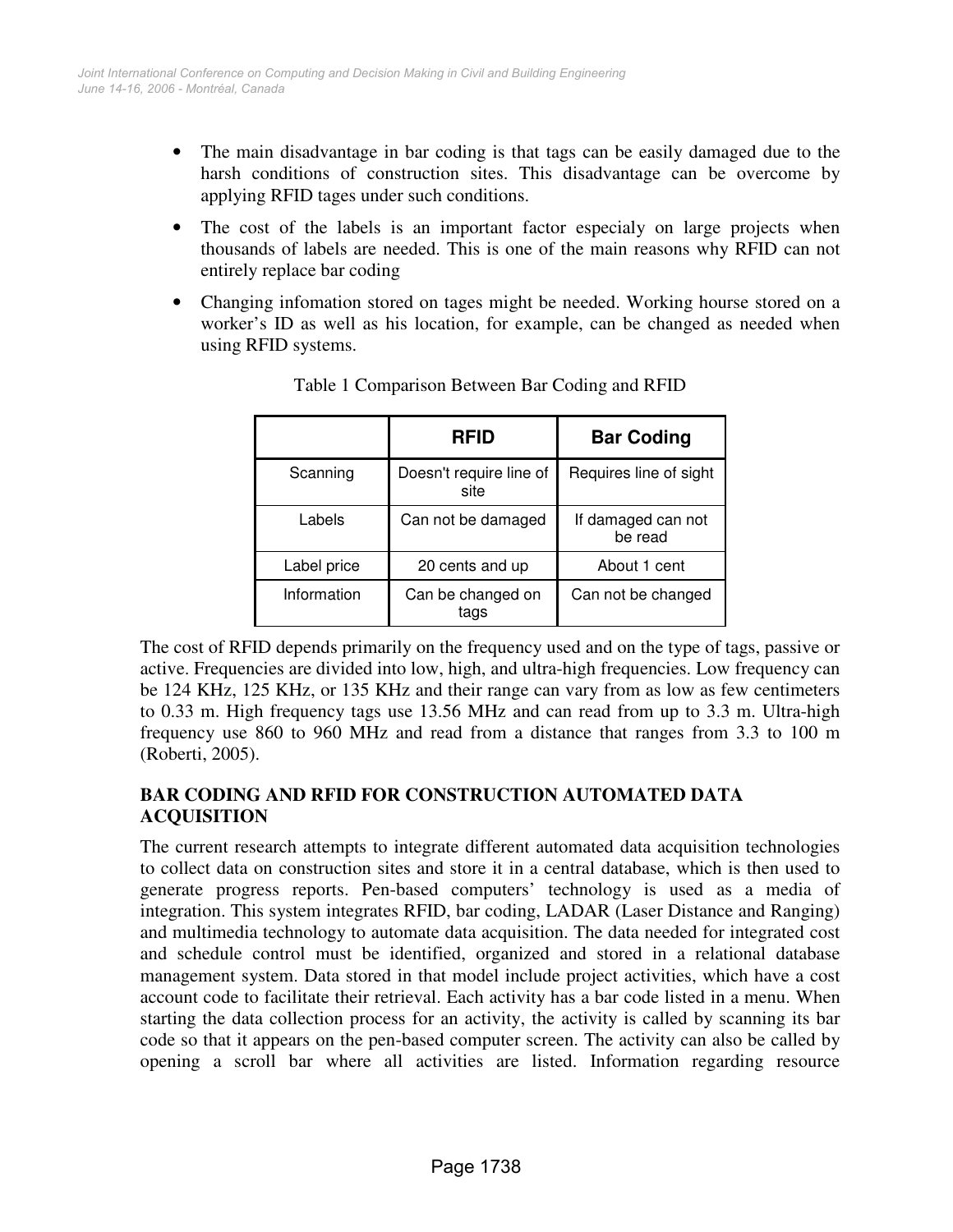- The main disadvantage in bar coding is that tags can be easily damaged due to the harsh conditions of construction sites. This disadvantage can be overcome by applying RFID tages under such conditions.
- The cost of the labels is an important factor especialy on large projects when thousands of labels are needed. This is one of the main reasons why RFID can not entirely replace bar coding
- Changing infomation stored on tages might be needed. Working hourse stored on a worker's ID as well as his location, for example, can be changed as needed when using RFID systems.

Table 1 Comparison Between Bar Coding and RFID

| | **RFID** | **Bar Coding** |
|---|---|---|
| Scanning | Doesn't require line of site | Requires line of sight |
| Labels | Can not be damaged | If damaged can not be read |
| Label price | 20 cents and up | About 1 cent |
| Information | Can be changed on tags | Can not be changed |

The cost of RFID depends primarily on the frequency used and on the type of tags, passive or active. Frequencies are divided into low, high, and ultra-high frequencies. Low frequency can be 124 KHz, 125 KHz, or 135 KHz and their range can vary from as low as few centimeters to 0.33 m. High frequency tags use 13.56 MHz and can read from up to 3.3 m. Ultra-high frequency use 860 to 960 MHz and read from a distance that ranges from 3.3 to 100 m (Roberti, 2005).

## BAR CODING AND RFID FOR CONSTRUCTION AUTOMATED DATA ACQUISITION

The current research attempts to integrate different automated data acquisition technologies to collect data on construction sites and store it in a central database, which is then used to generate progress reports. Pen-based computers' technology is used as a media of integration. This system integrates RFID, bar coding, LADAR (Laser Distance and Ranging) and multimedia technology to automate data acquisition. The data needed for integrated cost and schedule control must be identified, organized and stored in a relational database management system. Data stored in that model include project activities, which have a cost account code to facilitate their retrieval. Each activity has a bar code listed in a menu. When starting the data collection process for an activity, the activity is called by scanning its bar code so that it appears on the pen-based computer screen. The activity can also be called by opening a scroll bar where all activities are listed. Information regarding resource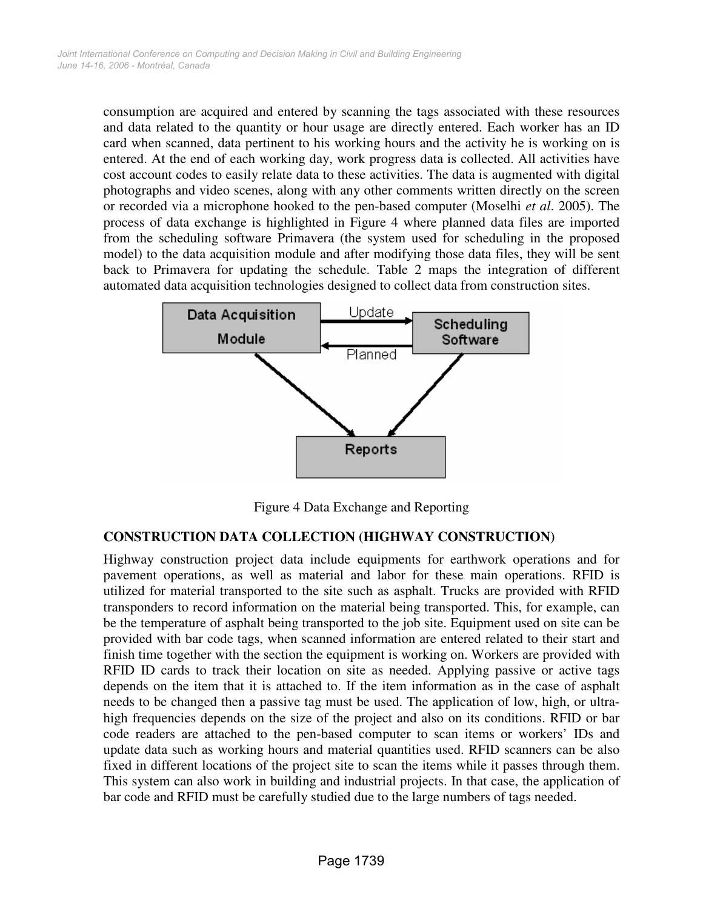consumption are acquired and entered by scanning the tags associated with these resources and data related to the quantity or hour usage are directly entered. Each worker has an ID card when scanned, data pertinent to his working hours and the activity he is working on is entered. At the end of each working day, work progress data is collected. All activities have cost account codes to easily relate data to these activities. The data is augmented with digital photographs and video scenes, along with any other comments written directly on the screen or recorded via a microphone hooked to the pen-based computer (Moselhi *et al*. 2005). The process of data exchange is highlighted in Figure 4 where planned data files are imported from the scheduling software Primavera (the system used for scheduling in the proposed model) to the data acquisition module and after modifying those data files, they will be sent back to Primavera for updating the schedule. Table 2 maps the integration of different automated data acquisition technologies designed to collect data from construction sites.

Figure 4 Data Exchange and Reporting

## CONSTRUCTION DATA COLLECTION (HIGHWAY CONSTRUCTION)

Highway construction project data include equipments for earthwork operations and for pavement operations, as well as material and labor for these main operations. RFID is utilized for material transported to the site such as asphalt. Trucks are provided with RFID transponders to record information on the material being transported. This, for example, can be the temperature of asphalt being transported to the job site. Equipment used on site can be provided with bar code tags, when scanned information are entered related to their start and finish time together with the section the equipment is working on. Workers are provided with RFID ID cards to track their location on site as needed. Applying passive or active tags depends on the item that it is attached to. If the item information as in the case of asphalt needs to be changed then a passive tag must be used. The application of low, high, or ultra-high frequencies depends on the size of the project and also on its conditions. RFID or bar code readers are attached to the pen-based computer to scan items or workers' IDs and update data such as working hours and material quantities used. RFID scanners can be also fixed in different locations of the project site to scan the items while it passes through them. This system can also work in building and industrial projects. In that case, the application of bar code and RFID must be carefully studied due to the large numbers of tags needed.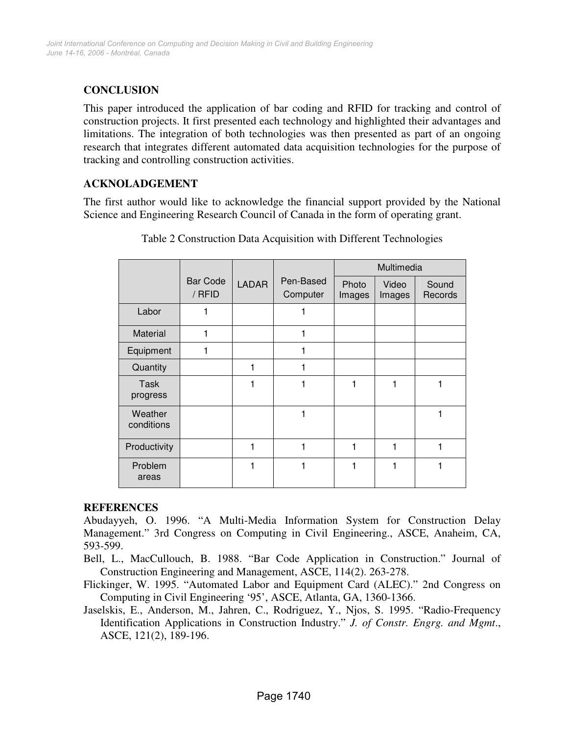## CONCLUSION

This paper introduced the application of bar coding and RFID for tracking and control of construction projects. It first presented each technology and highlighted their advantages and limitations. The integration of both technologies was then presented as part of an ongoing research that integrates different automated data acquisition technologies for the purpose of tracking and controlling construction activities.

## ACKNOLADGEMENT

The first author would like to acknowledge the financial support provided by the National Science and Engineering Research Council of Canada in the form of operating grant.

Table 2 Construction Data Acquisition with Different Technologies

| | Bar Code / RFID | LADAR | Pen-Based Computer | Multimedia | | |
|---|---|---|---|---|---|---|
| | | | | Photo Images | Video Images | Sound Records |
| Labor | 1 | | 1 | | | |
| Material | 1 | | 1 | | | |
| Equipment | 1 | | 1 | | | |
| Quantity | | 1 | 1 | | | |
| Task progress | | 1 | 1 | 1 | 1 | 1 |
| Weather conditions | | | 1 | | | 1 |
| Productivity | | 1 | 1 | 1 | 1 | 1 |
| Problem areas | | 1 | 1 | 1 | 1 | 1 |

## REFERENCES

Abudayyeh, O. 1996. "A Multi-Media Information System for Construction Delay Management." 3rd Congress on Computing in Civil Engineering., ASCE, Anaheim, CA, 593-599.

Bell, L., MacCullouch, B. 1988. "Bar Code Application in Construction." Journal of Construction Engineering and Management, ASCE, 114(2). 263-278.

Flickinger, W. 1995. "Automated Labor and Equipment Card (ALEC)." 2nd Congress on Computing in Civil Engineering '95', ASCE, Atlanta, GA, 1360-1366.

Jaselskis, E., Anderson, M., Jahren, C., Rodriguez, Y., Njos, S. 1995. "Radio-Frequency Identification Applications in Construction Industry." *J. of Constr. Engrg. and Mgmt*., ASCE, 121(2), 189-196.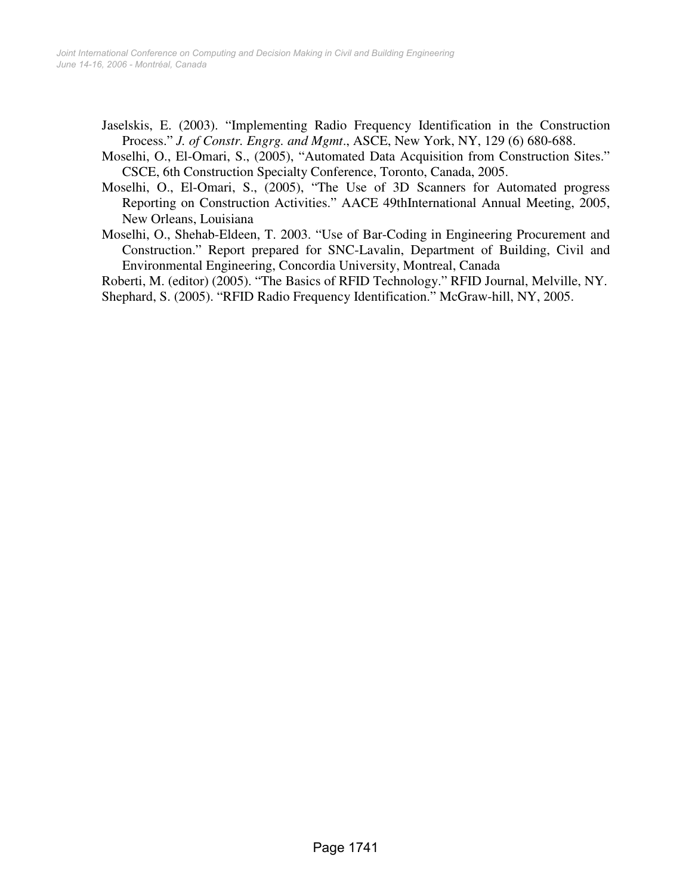Jaselskis, E. (2003). “Implementing Radio Frequency Identification in the Construction Process.” *J. of Constr. Engrg. and Mgmt*., ASCE, New York, NY, 129 (6) 680-688.

Moselhi, O., El-Omari, S., (2005), “Automated Data Acquisition from Construction Sites.” CSCE, 6th Construction Specialty Conference, Toronto, Canada, 2005.

Moselhi, O., El-Omari, S., (2005), “The Use of 3D Scanners for Automated progress Reporting on Construction Activities.” AACE 49thInternational Annual Meeting, 2005, New Orleans, Louisiana

Moselhi, O., Shehab-Eldeen, T. 2003. “Use of Bar-Coding in Engineering Procurement and Construction.” Report prepared for SNC-Lavalin, Department of Building, Civil and Environmental Engineering, Concordia University, Montreal, Canada

Roberti, M. (editor) (2005). “The Basics of RFID Technology.” RFID Journal, Melville, NY.

Shephard, S. (2005). “RFID Radio Frequency Identification.” McGraw-hill, NY, 2005.